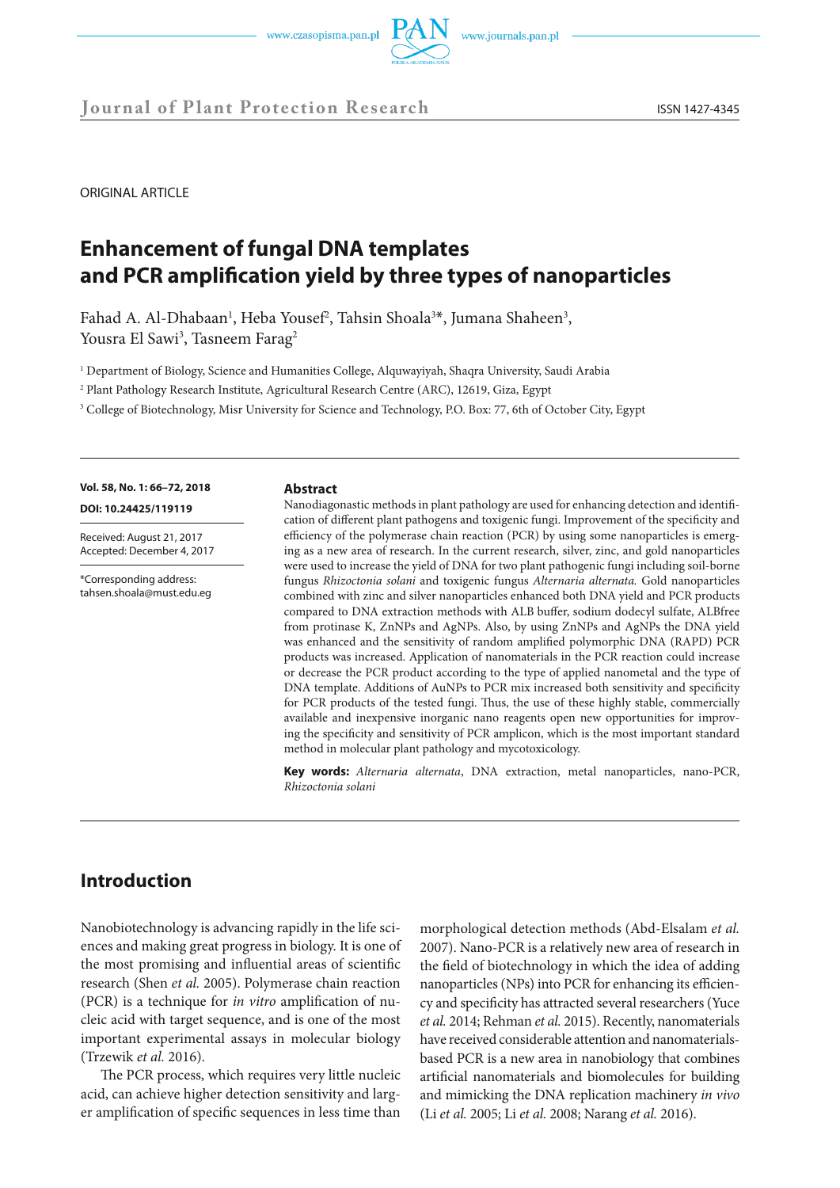ORIGINAL ARTICLE

# Enhancement of fungal DNA templates and PCR amplification yield by three types of nanoparticles

Fahad A. Al-Dhabaan[1], Heba Yousef[2], Tahsin Shoala[3]*, Jumana Shaheen[3], Yousra El Sawi[3], Tasneem Farag[2]

[1] Department of Biology, Science and Humanities College, Alquwayiyah, Shaqra University, Saudi Arabia

[2] Plant Pathology Research Institute, Agricultural Research Centre (ARC), 12619, Giza, Egypt

[3] College of Biotechnology, Misr University for Science and Technology, P.O. Box: 77, 6th of October City, Egypt

**Vol. 58, No. 1: 66–72, 2018**

**DOI: 10.24425/119119**

Received: August 21, 2017
Accepted: December 4, 2017

*Corresponding address:
tahsen.shoala@must.edu.eg

## Abstract

Nanodiagonastic methods in plant pathology are used for enhancing detection and identification of different plant pathogens and toxigenic fungi. Improvement of the specificity and efficiency of the polymerase chain reaction (PCR) by using some nanoparticles is emerging as a new area of research. In the current research, silver, zinc, and gold nanoparticles were used to increase the yield of DNA for two plant pathogenic fungi including soil-borne fungus *Rhizoctonia solani* and toxigenic fungus *Alternaria alternata.* Gold nanoparticles combined with zinc and silver nanoparticles enhanced both DNA yield and PCR products compared to DNA extraction methods with ALB buffer, sodium dodecyl sulfate, ALBfree from protinase K, ZnNPs and AgNPs. Also, by using ZnNPs and AgNPs the DNA yield was enhanced and the sensitivity of random amplified polymorphic DNA (RAPD) PCR products was increased. Application of nanomaterials in the PCR reaction could increase or decrease the PCR product according to the type of applied nanometal and the type of DNA template. Additions of AuNPs to PCR mix increased both sensitivity and specificity for PCR products of the tested fungi. Thus, the use of these highly stable, commercially available and inexpensive inorganic nano reagents open new opportunities for improving the specificity and sensitivity of PCR amplicon, which is the most important standard method in molecular plant pathology and mycotoxicology.

**Key words:** *Alternaria alternata*, DNA extraction, metal nanoparticles, nano-PCR, *Rhizoctonia solani*

## Introduction

Nanobiotechnology is advancing rapidly in the life sciences and making great progress in biology. It is one of the most promising and influential areas of scientific research (Shen *et al.* 2005). Polymerase chain reaction (PCR) is a technique for *in vitro* amplification of nucleic acid with target sequence, and is one of the most important experimental assays in molecular biology (Trzewik *et al.* 2016).

The PCR process, which requires very little nucleic acid, can achieve higher detection sensitivity and larger amplification of specific sequences in less time than morphological detection methods (Abd-Elsalam *et al.* 2007). Nano-PCR is a relatively new area of research in the field of biotechnology in which the idea of adding nanoparticles (NPs) into PCR for enhancing its efficiency and specificity has attracted several researchers (Yuce *et al.* 2014; Rehman *et al.* 2015). Recently, nanomaterials have received considerable attention and nanomaterials-based PCR is a new area in nanobiology that combines artificial nanomaterials and biomolecules for building and mimicking the DNA replication machinery *in vivo* (Li *et al.* 2005; Li *et al.* 2008; Narang *et al.* 2016).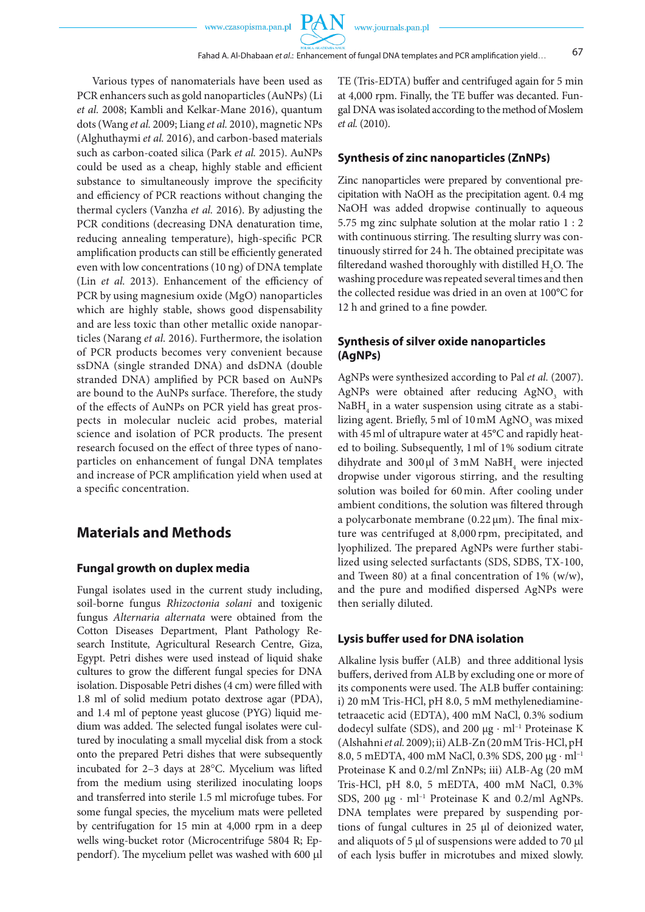Various types of nanomaterials have been used as PCR enhancers such as gold nanoparticles (AuNPs) (Li *et al.* 2008; Kambli and Kelkar-Mane 2016), quantum dots (Wang *et al.* 2009; Liang *et al.* 2010), magnetic NPs (Alghuthaymi *et al.* 2016), and carbon-based materials such as carbon-coated silica (Park *et al.* 2015). AuNPs could be used as a cheap, highly stable and efficient substance to simultaneously improve the specificity and efficiency of PCR reactions without changing the thermal cyclers (Vanzha *et al.* 2016). By adjusting the PCR conditions (decreasing DNA denaturation time, reducing annealing temperature), high-specific PCR amplification products can still be efficiently generated even with low concentrations (10 ng) of DNA template (Lin *et al.* 2013). Enhancement of the efficiency of PCR by using magnesium oxide (MgO) nanoparticles which are highly stable, shows good dispensability and are less toxic than other metallic oxide nanoparticles (Narang *et al.* 2016). Furthermore, the isolation of PCR products becomes very convenient because ssDNA (single stranded DNA) and dsDNA (double stranded DNA) amplified by PCR based on AuNPs are bound to the AuNPs surface. Therefore, the study of the effects of AuNPs on PCR yield has great prospects in molecular nucleic acid probes, material science and isolation of PCR products. The present research focused on the effect of three types of nanoparticles on enhancement of fungal DNA templates and increase of PCR amplification yield when used at a specific concentration.

## Materials and Methods

### Fungal growth on duplex media

Fungal isolates used in the current study including, soil-borne fungus *Rhizoctonia solani* and toxigenic fungus *Alternaria alternata* were obtained from the Cotton Diseases Department, Plant Pathology Research Institute, Agricultural Research Centre, Giza, Egypt. Petri dishes were used instead of liquid shake cultures to grow the different fungal species for DNA isolation. Disposable Petri dishes (4 cm) were filled with 1.8 ml of solid medium potato dextrose agar (PDA), and 1.4 ml of peptone yeast glucose (PYG) liquid medium was added. The selected fungal isolates were cultured by inoculating a small mycelial disk from a stock onto the prepared Petri dishes that were subsequently incubated for 2–3 days at 28°C. Mycelium was lifted from the medium using sterilized inoculating loops and transferred into sterile 1.5 ml microfuge tubes. For some fungal species, the mycelium mats were pelleted by centrifugation for 15 min at 4,000 rpm in a deep wells wing-bucket rotor (Microcentrifuge 5804 R; Eppendorf). The mycelium pellet was washed with 600 µl TE (Tris-EDTA) buffer and centrifuged again for 5 min at 4,000 rpm. Finally, the TE buffer was decanted. Fungal DNA was isolated according to the method of Moslem *et al.* (2010).

### Synthesis of zinc nanoparticles (ZnNPs)

Zinc nanoparticles were prepared by conventional precipitation with NaOH as the precipitation agent. 0.4 mg NaOH was added dropwise continually to aqueous 5.75 mg zinc sulphate solution at the molar ratio 1 : 2 with continuous stirring. The resulting slurry was continuously stirred for 24 h. The obtained precipitate was filteredand washed thoroughly with distilled $H_2O$. The washing procedure was repeated several times and then the collected residue was dried in an oven at 100°C for 12 h and grined to a fine powder.

### Synthesis of silver oxide nanoparticles (AgNPs)

AgNPs were synthesized according to Pal *et al.* (2007). AgNPs were obtained after reducing $AgNO_3$ with $NaBH_4$ in a water suspension using citrate as a stabilizing agent. Briefly, 5 ml of 10 mM $AgNO_3$ was mixed with 45 ml of ultrapure water at 45°C and rapidly heated to boiling. Subsequently, 1 ml of 1% sodium citrate dihydrate and 300 µl of 3 mM $NaBH_4$ were injected dropwise under vigorous stirring, and the resulting solution was boiled for 60 min. After cooling under ambient conditions, the solution was filtered through a polycarbonate membrane (0.22 µm). The final mixture was centrifuged at 8,000 rpm, precipitated, and lyophilized. The prepared AgNPs were further stabilized using selected surfactants (SDS, SDBS, TX-100, and Tween 80) at a final concentration of 1% (w/w), and the pure and modified dispersed AgNPs were then serially diluted.

### Lysis buffer used for DNA isolation

Alkaline lysis buffer (ALB) and three additional lysis buffers, derived from ALB by excluding one or more of its components were used. The ALB buffer containing: i) 20 mM Tris-HCl, pH 8.0, 5 mM methylenediaminetetraacetic acid (EDTA), 400 mM NaCl, 0.3% sodium dodecyl sulfate (SDS), and 200 µg · $ml^{-1}$ Proteinase K (Alshahni *et al.* 2009); ii) ALB-Zn (20 mM Tris-HCl, pH 8.0, 5 mEDTA, 400 mM NaCl, 0.3% SDS, 200 µg · $ml^{-1}$ Proteinase K and 0.2/ml ZnNPs; iii) ALB-Ag (20 mM Tris-HCl, pH 8.0, 5 mEDTA, 400 mM NaCl, 0.3% SDS, 200 µg · $ml^{-1}$ Proteinase K and 0.2/ml AgNPs. DNA templates were prepared by suspending portions of fungal cultures in 25 µl of deionized water, and aliquots of 5 µl of suspensions were added to 70 µl of each lysis buffer in microtubes and mixed slowly.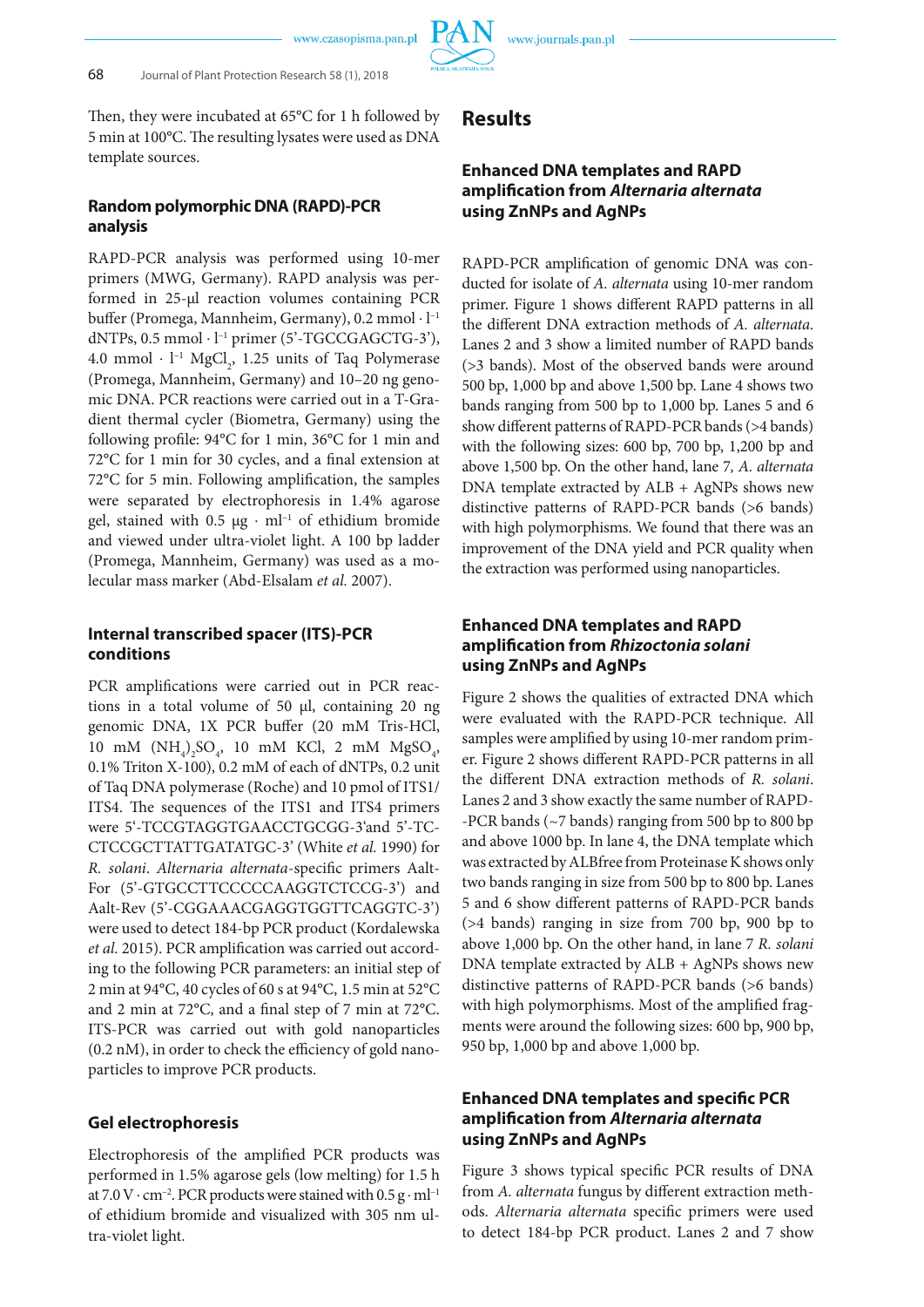Then, they were incubated at 65°C for 1 h followed by 5 min at 100°C. The resulting lysates were used as DNA template sources.

### Random polymorphic DNA (RAPD)-PCR analysis

RAPD-PCR analysis was performed using 10-mer primers (MWG, Germany). RAPD analysis was performed in 25-µl reaction volumes containing PCR buffer (Promega, Mannheim, Germany), 0.2 mmol · $l^{-1}$ dNTPs, 0.5 mmol · $l^{-1}$ primer (5'-TGCCGAGCTG-3'), 4.0 mmol · $l^{-1}$ $MgCl_2$, 1.25 units of Taq Polymerase (Promega, Mannheim, Germany) and 10–20 ng genomic DNA. PCR reactions were carried out in a T-Gradient thermal cycler (Biometra, Germany) using the following profile: 94°C for 1 min, 36°C for 1 min and 72°C for 1 min for 30 cycles, and a final extension at 72°C for 5 min. Following amplification, the samples were separated by electrophoresis in 1.4% agarose gel, stained with 0.5 µg · $ml^{-1}$ of ethidium bromide and viewed under ultra-violet light. A 100 bp ladder (Promega, Mannheim, Germany) was used as a molecular mass marker (Abd-Elsalam *et al.* 2007).

### Internal transcribed spacer (ITS)-PCR conditions

PCR amplifications were carried out in PCR reactions in a total volume of 50 µl, containing 20 ng genomic DNA, 1X PCR buffer (20 mM Tris-HCl, 10 mM $(NH_4)_2SO_4$, 10 mM KCl, 2 mM $MgSO_4$, 0.1% Triton X-100), 0.2 mM of each of dNTPs, 0.2 unit of Taq DNA polymerase (Roche) and 10 pmol of ITS1/ITS4. The sequences of the ITS1 and ITS4 primers were 5'-TCCGTAGGTGAACCTGCGG-3'and 5'-TCCTCCGCTTATTGATATGC-3' (White *et al.* 1990) for *R. solani*. *Alternaria alternata*-specific primers Aalt-For (5'-GTGCCTTCCCCCAAGGTCTCCG-3') and Aalt-Rev (5'-CGGAAACGAGGTGGTTCAGGTC-3') were used to detect 184-bp PCR product (Kordalewska *et al.* 2015). PCR amplification was carried out according to the following PCR parameters: an initial step of 2 min at 94°C, 40 cycles of 60 s at 94°C, 1.5 min at 52°C and 2 min at 72°C, and a final step of 7 min at 72°C. ITS-PCR was carried out with gold nanoparticles (0.2 nM), in order to check the efficiency of gold nanoparticles to improve PCR products.

### Gel electrophoresis

Electrophoresis of the amplified PCR products was performed in 1.5% agarose gels (low melting) for 1.5 h at 7.0 V · $cm^{-2}$. PCR products were stained with 0.5 g · $ml^{-1}$ of ethidium bromide and visualized with 305 nm ultra-violet light.

## Results

### Enhanced DNA templates and RAPD amplification from *Alternaria alternata* using ZnNPs and AgNPs

RAPD-PCR amplification of genomic DNA was conducted for isolate of *A. alternata* using 10-mer random primer. Figure 1 shows different RAPD patterns in all the different DNA extraction methods of *A. alternata*. Lanes 2 and 3 show a limited number of RAPD bands (>3 bands). Most of the observed bands were around 500 bp, 1,000 bp and above 1,500 bp. Lane 4 shows two bands ranging from 500 bp to 1,000 bp. Lanes 5 and 6 show different patterns of RAPD-PCR bands (>4 bands) with the following sizes: 600 bp, 700 bp, 1,200 bp and above 1,500 bp. On the other hand, lane 7, *A. alternata* DNA template extracted by ALB + AgNPs shows new distinctive patterns of RAPD-PCR bands (>6 bands) with high polymorphisms. We found that there was an improvement of the DNA yield and PCR quality when the extraction was performed using nanoparticles.

### Enhanced DNA templates and RAPD amplification from *Rhizoctonia solani* using ZnNPs and AgNPs

Figure 2 shows the qualities of extracted DNA which were evaluated with the RAPD-PCR technique. All samples were amplified by using 10-mer random primer. Figure 2 shows different RAPD-PCR patterns in all the different DNA extraction methods of *R. solani*. Lanes 2 and 3 show exactly the same number of RAPD-PCR bands (~7 bands) ranging from 500 bp to 800 bp and above 1000 bp. In lane 4, the DNA template which was extracted by ALBfree from Proteinase K shows only two bands ranging in size from 500 bp to 800 bp. Lanes 5 and 6 show different patterns of RAPD-PCR bands (>4 bands) ranging in size from 700 bp, 900 bp to above 1,000 bp. On the other hand, in lane 7 *R. solani* DNA template extracted by ALB + AgNPs shows new distinctive patterns of RAPD-PCR bands (>6 bands) with high polymorphisms. Most of the amplified fragments were around the following sizes: 600 bp, 900 bp, 950 bp, 1,000 bp and above 1,000 bp.

### Enhanced DNA templates and specific PCR amplification from *Alternaria alternata* using ZnNPs and AgNPs

Figure 3 shows typical specific PCR results of DNA from *A. alternata* fungus by different extraction methods. *Alternaria alternata* specific primers were used to detect 184-bp PCR product. Lanes 2 and 7 show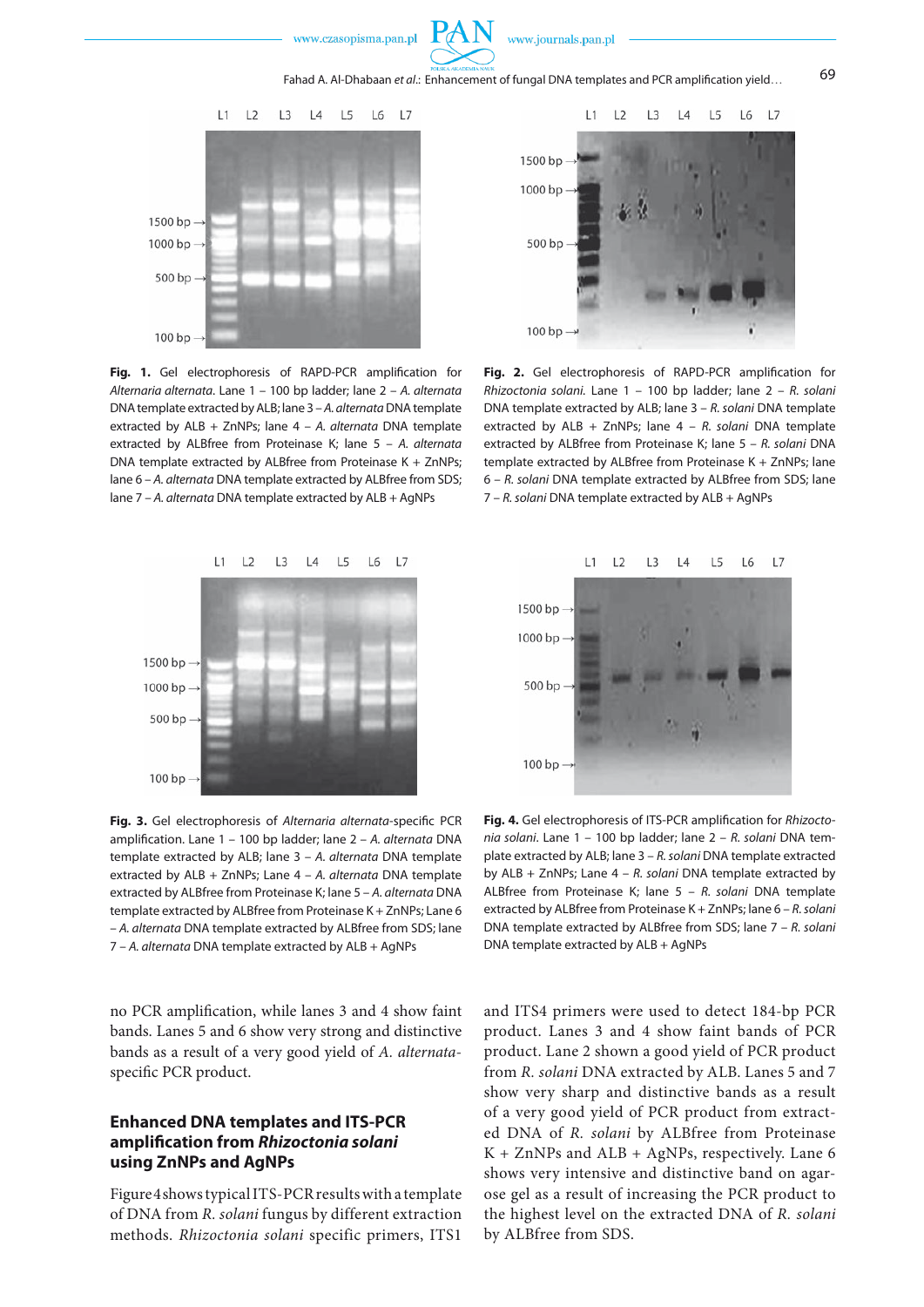**Fig. 1.** Gel electrophoresis of RAPD-PCR amplification for *Alternaria alternata*. Lane 1 – 100 bp ladder; lane 2 – *A. alternata* DNA template extracted by ALB; lane 3 – *A. alternata* DNA template extracted by ALB + ZnNPs; lane 4 – *A. alternata* DNA template extracted by ALBfree from Proteinase K; lane 5 – *A. alternata* DNA template extracted by ALBfree from Proteinase K + ZnNPs; lane 6 – *A. alternata* DNA template extracted by ALBfree from SDS; lane 7 – *A. alternata* DNA template extracted by ALB + AgNPs

**Fig. 2.** Gel electrophoresis of RAPD-PCR amplification for *Rhizoctonia solani*. Lane 1 – 100 bp ladder; lane 2 – *R. solani* DNA template extracted by ALB; lane 3 – *R. solani* DNA template extracted by ALB + ZnNPs; lane 4 – *R. solani* DNA template extracted by ALBfree from Proteinase K; lane 5 – *R. solani* DNA template extracted by ALBfree from Proteinase K + ZnNPs; lane 6 – *R. solani* DNA template extracted by ALBfree from SDS; lane 7 – *R. solani* DNA template extracted by ALB + AgNPs

**Fig. 3.** Gel electrophoresis of *Alternaria alternata*-specific PCR amplification. Lane 1 – 100 bp ladder; lane 2 – *A. alternata* DNA template extracted by ALB; lane 3 – *A. alternata* DNA template extracted by ALB + ZnNPs; Lane 4 – *A. alternata* DNA template extracted by ALBfree from Proteinase K; lane 5 – *A. alternata* DNA template extracted by ALBfree from Proteinase K + ZnNPs; Lane 6 – *A. alternata* DNA template extracted by ALBfree from SDS; lane 7 – *A. alternata* DNA template extracted by ALB + AgNPs

**Fig. 4.** Gel electrophoresis of ITS-PCR amplification for *Rhizoctonia solani*. Lane 1 – 100 bp ladder; lane 2 – *R. solani* DNA template extracted by ALB; lane 3 – *R. solani* DNA template extracted by ALB + ZnNPs; Lane 4 – *R. solani* DNA template extracted by ALBfree from Proteinase K; lane 5 – *R. solani* DNA template extracted by ALBfree from Proteinase K + ZnNPs; lane 6 – *R. solani* DNA template extracted by ALBfree from SDS; lane 7 – *R. solani* DNA template extracted by ALB + AgNPs

no PCR amplification, while lanes 3 and 4 show faint bands. Lanes 5 and 6 show very strong and distinctive bands as a result of a very good yield of *A. alternata*-specific PCR product.

## Enhanced DNA templates and ITS-PCR amplification from *Rhizoctonia solani* using ZnNPs and AgNPs

Figure 4 shows typical ITS-PCR results with a template of DNA from *R. solani* fungus by different extraction methods. *Rhizoctonia solani* specific primers, ITS1 and ITS4 primers were used to detect 184-bp PCR product. Lanes 3 and 4 show faint bands of PCR product. Lane 2 shown a good yield of PCR product from *R. solani* DNA extracted by ALB. Lanes 5 and 7 show very sharp and distinctive bands as a result of a very good yield of PCR product from extracted DNA of *R. solani* by ALBfree from Proteinase K + ZnNPs and ALB + AgNPs, respectively. Lane 6 shows very intensive and distinctive band on agarose gel as a result of increasing the PCR product to the highest level on the extracted DNA of *R. solani* by ALBfree from SDS.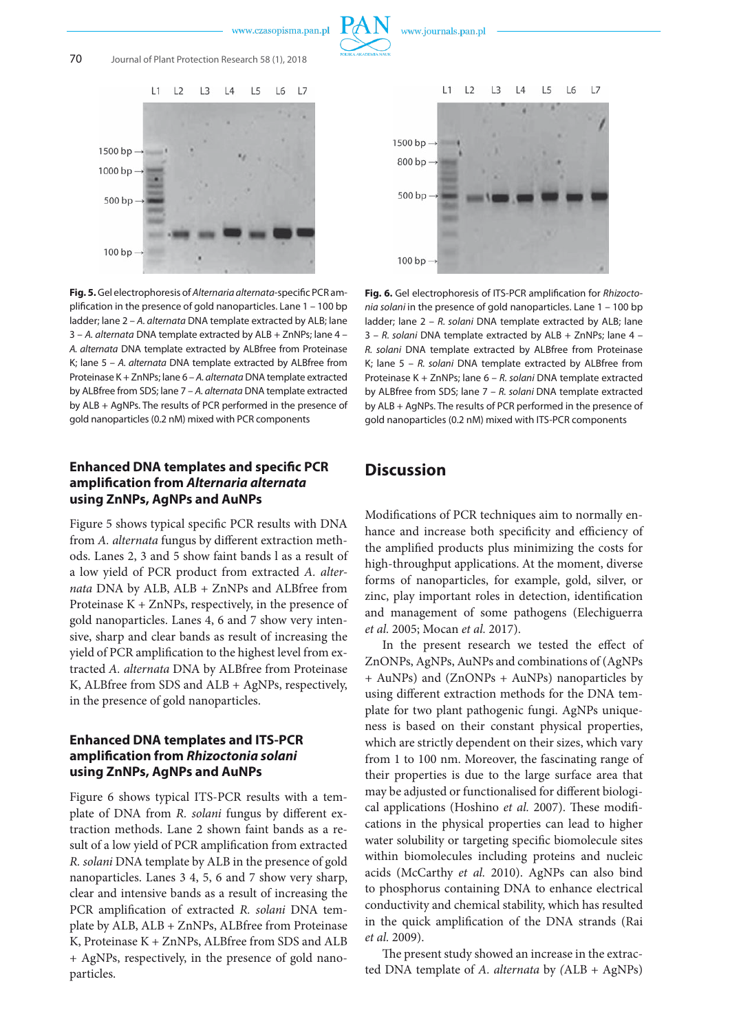Fig. 5. Gel electrophoresis of *Alternaria alternata*-specific PCR amplification in the presence of gold nanoparticles. Lane 1 – 100 bp ladder; lane 2 – *A. alternata* DNA template extracted by ALB; lane 3 – *A. alternata* DNA template extracted by ALB + ZnNPs; lane 4 – *A. alternata* DNA template extracted by ALBfree from Proteinase K; lane 5 – *A. alternata* DNA template extracted by ALBfree from Proteinase K + ZnNPs; lane 6 – *A. alternata* DNA template extracted by ALBfree from SDS; lane 7 – *A. alternata* DNA template extracted by ALB + AgNPs. The results of PCR performed in the presence of gold nanoparticles (0.2 nM) mixed with PCR components

Fig. 6. Gel electrophoresis of ITS-PCR amplification for *Rhizoctonia solani* in the presence of gold nanoparticles. Lane 1 – 100 bp ladder; lane 2 – *R. solani* DNA template extracted by ALB; lane 3 – *R. solani* DNA template extracted by ALB + ZnNPs; lane 4 – *R. solani* DNA template extracted by ALBfree from Proteinase K; lane 5 – *R. solani* DNA template extracted by ALBfree from Proteinase K + ZnNPs; lane 6 – *R. solani* DNA template extracted by ALBfree from SDS; lane 7 – *R. solani* DNA template extracted by ALB + AgNPs. The results of PCR performed in the presence of gold nanoparticles (0.2 nM) mixed with ITS-PCR components

### Enhanced DNA templates and specific PCR amplification from *Alternaria alternata* using ZnNPs, AgNPs and AuNPs

Figure 5 shows typical specific PCR results with DNA from *A. alternata* fungus by different extraction methods. Lanes 2, 3 and 5 show faint bands l as a result of a low yield of PCR product from extracted *A. alternata* DNA by ALB, ALB + ZnNPs and ALBfree from Proteinase K + ZnNPs, respectively, in the presence of gold nanoparticles. Lanes 4, 6 and 7 show very intensive, sharp and clear bands as result of increasing the yield of PCR amplification to the highest level from extracted *A. alternata* DNA by ALBfree from Proteinase K, ALBfree from SDS and ALB + AgNPs, respectively, in the presence of gold nanoparticles.

### Enhanced DNA templates and ITS-PCR amplification from *Rhizoctonia solani* using ZnNPs, AgNPs and AuNPs

Figure 6 shows typical ITS-PCR results with a template of DNA from *R. solani* fungus by different extraction methods. Lane 2 shown faint bands as a result of a low yield of PCR amplification from extracted *R. solani* DNA template by ALB in the presence of gold nanoparticles. Lanes 3 4, 5, 6 and 7 show very sharp, clear and intensive bands as a result of increasing the PCR amplification of extracted *R. solani* DNA template by ALB, ALB + ZnNPs, ALBfree from Proteinase K, Proteinase K + ZnNPs, ALBfree from SDS and ALB + AgNPs, respectively, in the presence of gold nanoparticles.

## Discussion

Modifications of PCR techniques aim to normally enhance and increase both specificity and efficiency of the amplified products plus minimizing the costs for high-throughput applications. At the moment, diverse forms of nanoparticles, for example, gold, silver, or zinc, play important roles in detection, identification and management of some pathogens (Elechiguerra *et al.* 2005; Mocan *et al.* 2017).

In the present research we tested the effect of ZnONPs, AgNPs, AuNPs and combinations of (AgNPs + AuNPs) and (ZnONPs + AuNPs) nanoparticles by using different extraction methods for the DNA template for two plant pathogenic fungi. AgNPs uniqueness is based on their constant physical properties, which are strictly dependent on their sizes, which vary from 1 to 100 nm. Moreover, the fascinating range of their properties is due to the large surface area that may be adjusted or functionalised for different biological applications (Hoshino *et al.* 2007). These modifications in the physical properties can lead to higher water solubility or targeting specific biomolecule sites within biomolecules including proteins and nucleic acids (McCarthy *et al.* 2010). AgNPs can also bind to phosphorus containing DNA to enhance electrical conductivity and chemical stability, which has resulted in the quick amplification of the DNA strands (Rai *et al.* 2009).

The present study showed an increase in the extracted DNA template of *A. alternata* by (ALB + AgNPs)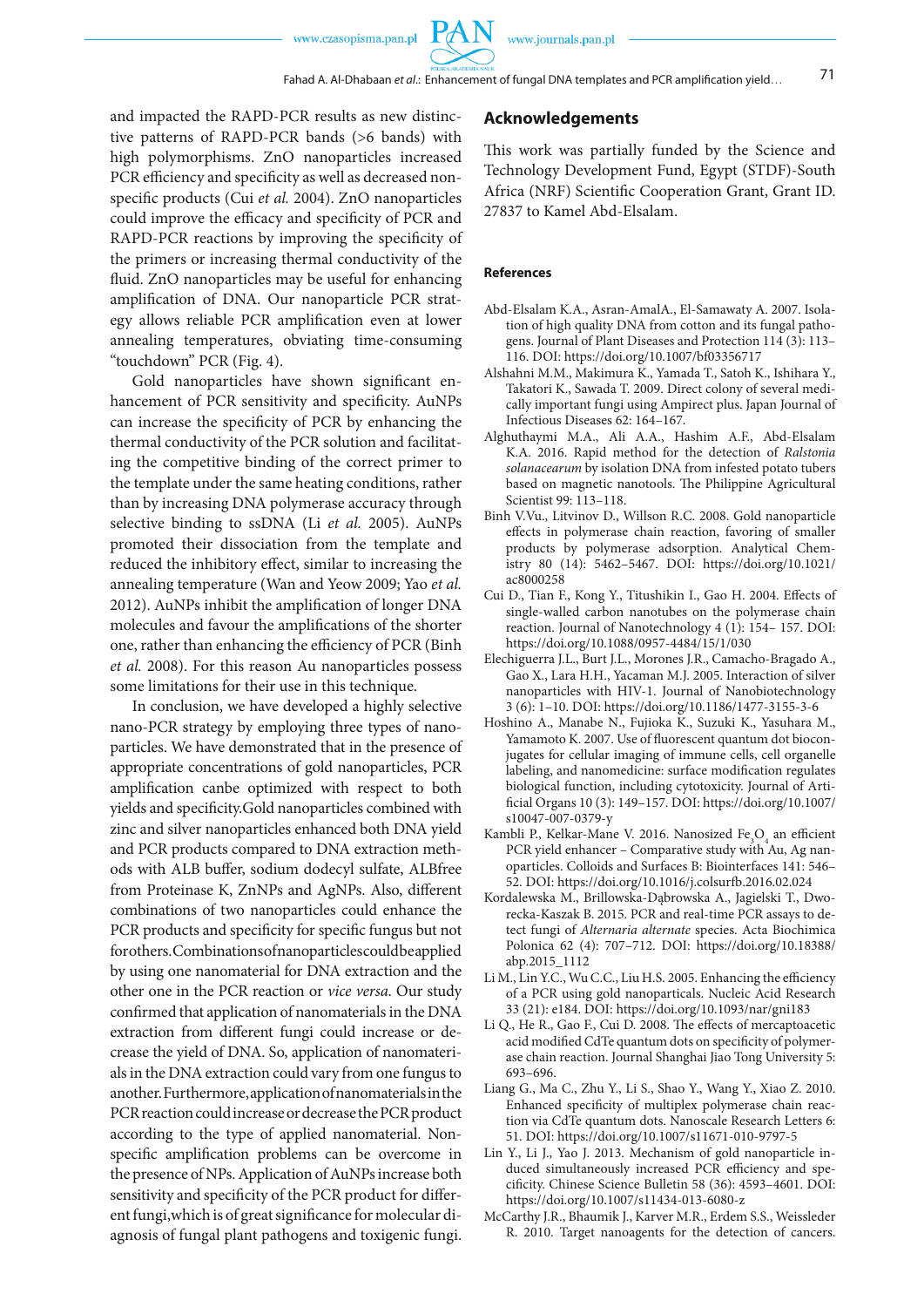and impacted the RAPD-PCR results as new distinctive patterns of RAPD-PCR bands (>6 bands) with high polymorphisms. ZnO nanoparticles increased PCR efficiency and specificity as well as decreased nonspecific products (Cui *et al.* 2004). ZnO nanoparticles could improve the efficacy and specificity of PCR and RAPD-PCR reactions by improving the specificity of the primers or increasing thermal conductivity of the fluid. ZnO nanoparticles may be useful for enhancing amplification of DNA. Our nanoparticle PCR strategy allows reliable PCR amplification even at lower annealing temperatures, obviating time-consuming "touchdown" PCR (Fig. 4).

Gold nanoparticles have shown significant enhancement of PCR sensitivity and specificity. AuNPs can increase the specificity of PCR by enhancing the thermal conductivity of the PCR solution and facilitating the competitive binding of the correct primer to the template under the same heating conditions, rather than by increasing DNA polymerase accuracy through selective binding to ssDNA (Li *et al.* 2005). AuNPs promoted their dissociation from the template and reduced the inhibitory effect, similar to increasing the annealing temperature (Wan and Yeow 2009; Yao *et al.* 2012). AuNPs inhibit the amplification of longer DNA molecules and favour the amplifications of the shorter one, rather than enhancing the efficiency of PCR (Binh *et al.* 2008). For this reason Au nanoparticles possess some limitations for their use in this technique.

In conclusion, we have developed a highly selective nano-PCR strategy by employing three types of nanoparticles. We have demonstrated that in the presence of appropriate concentrations of gold nanoparticles, PCR amplification canbe optimized with respect to both yields and specificity.Gold nanoparticles combined with zinc and silver nanoparticles enhanced both DNA yield and PCR products compared to DNA extraction methods with ALB buffer, sodium dodecyl sulfate, ALBfree from Proteinase K, ZnNPs and AgNPs. Also, different combinations of two nanoparticles could enhance the PCR products and specificity for specific fungus but not forothers.Combinationsofnanoparticlescouldbeapplied by using one nanomaterial for DNA extraction and the other one in the PCR reaction or *vice versa*. Our study confirmed that application of nanomaterials in the DNA extraction from different fungi could increase or decrease the yield of DNA. So, application of nanomaterials in the DNA extraction could vary from one fungus to another.Furthermore,applicationofnanomaterialsinthe PCRreactioncouldincreaseordecreasethePCRproduct according to the type of applied nanomaterial. Nonspecific amplification problems can be overcome in the presence of NPs. Application of AuNPs increase both sensitivity and specificity of the PCR product for different fungi,which is of great significance for molecular diagnosis of fungal plant pathogens and toxigenic fungi.

## Acknowledgements

This work was partially funded by the Science and Technology Development Fund, Egypt (STDF)-South Africa (NRF) Scientific Cooperation Grant, Grant ID. 27837 to Kamel Abd-Elsalam.

### References

Abd-Elsalam K.A., Asran-AmalA., El-Samawaty A. 2007. Isolation of high quality DNA from cotton and its fungal pathogens. Journal of Plant Diseases and Protection 114 (3): 113–116. DOI: https://doi.org/10.1007/bf03356717

Alshahni M.M., Makimura K., Yamada T., Satoh K., Ishihara Y., Takatori K., Sawada T. 2009. Direct colony of several medically important fungi using Ampirect plus. Japan Journal of Infectious Diseases 62: 164–167.

Alghuthaymi M.A., Ali A.A., Hashim A.F., Abd-Elsalam K.A. 2016. Rapid method for the detection of *Ralstonia solanacearum* by isolation DNA from infested potato tubers based on magnetic nanotools. The Philippine Agricultural Scientist 99: 113–118.

Binh V.Vu., Litvinov D., Willson R.C. 2008. Gold nanoparticle effects in polymerase chain reaction, favoring of smaller products by polymerase adsorption. Analytical Chemistry 80 (14): 5462–5467. DOI: https://doi.org/10.1021/ac8000258

Cui D., Tian F., Kong Y., Titushikin I., Gao H. 2004. Effects of single-walled carbon nanotubes on the polymerase chain reaction. Journal of Nanotechnology 4 (1): 154– 157. DOI: https://doi.org/10.1088/0957-4484/15/1/030

Elechiguerra J.L., Burt J.L., Morones J.R., Camacho-Bragado A., Gao X., Lara H.H., Yacaman M.J. 2005. Interaction of silver nanoparticles with HIV-1. Journal of Nanobiotechnology 3 (6): 1–10. DOI: https://doi.org/10.1186/1477-3155-3-6

Hoshino A., Manabe N., Fujioka K., Suzuki K., Yasuhara M., Yamamoto K. 2007. Use of fluorescent quantum dot bioconjugates for cellular imaging of immune cells, cell organelle labeling, and nanomedicine: surface modification regulates biological function, including cytotoxicity. Journal of Artificial Organs 10 (3): 149–157. DOI: https://doi.org/10.1007/s10047-007-0379-y

Kambli P., Kelkar-Mane V. 2016. Nanosized $Fe_3O_4$ an efficient PCR yield enhancer – Comparative study with Au, Ag nanoparticles. Colloids and Surfaces B: Biointerfaces 141: 546–52. DOI: https://doi.org/10.1016/j.colsurfb.2016.02.024

Kordalewska M., Brillowska-Dąbrowska A., Jagielski T., Dworecka-Kaszak B. 2015. PCR and real-time PCR assays to detect fungi of *Alternaria alternate* species. Acta Biochimica Polonica 62 (4): 707–712. DOI: https://doi.org/10.18388/abp.2015_1112

Li M., Lin Y.C., Wu C.C., Liu H.S. 2005. Enhancing the efficiency of a PCR using gold nanoparticals. Nucleic Acid Research 33 (21): e184. DOI: https://doi.org/10.1093/nar/gni183

Li Q., He R., Gao F., Cui D. 2008. The effects of mercaptoacetic acid modified CdTe quantum dots on specificity of polymerase chain reaction. Journal Shanghai Jiao Tong University 5: 693–696.

Liang G., Ma C., Zhu Y., Li S., Shao Y., Wang Y., Xiao Z. 2010. Enhanced specificity of multiplex polymerase chain reaction via CdTe quantum dots. Nanoscale Research Letters 6: 51. DOI: https://doi.org/10.1007/s11671-010-9797-5

Lin Y., Li J., Yao J. 2013. Mechanism of gold nanoparticle induced simultaneously increased PCR efficiency and specificity. Chinese Science Bulletin 58 (36): 4593–4601. DOI: https://doi.org/10.1007/s11434-013-6080-z

McCarthy J.R., Bhaumik J., Karver M.R., Erdem S.S., Weissleder R. 2010. Target nanoagents for the detection of cancers.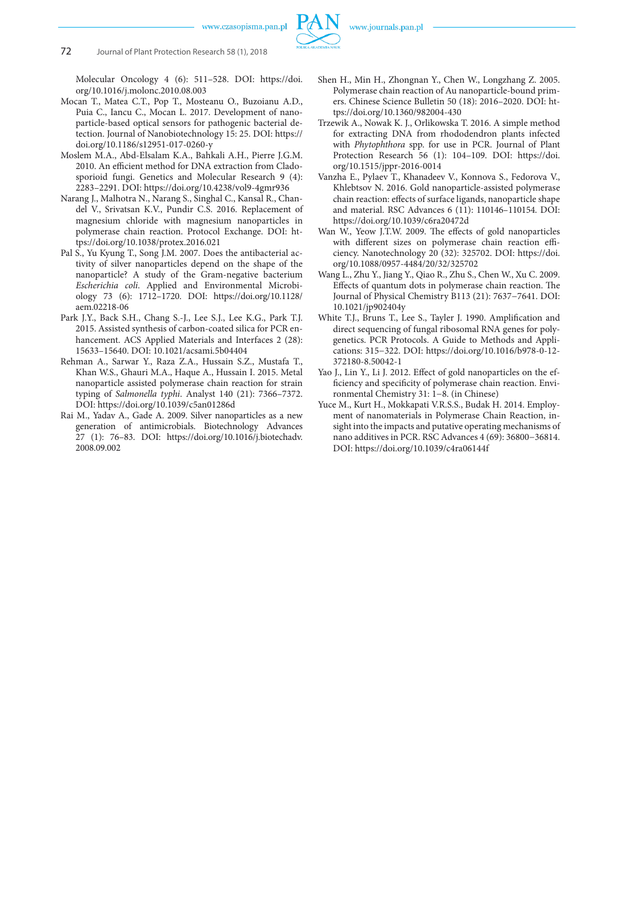Molecular Oncology 4 (6): 511–528. DOI: https://doi.org/10.1016/j.molonc.2010.08.003

Mocan T., Matea C.T., Pop T., Mosteanu O., Buzoianu A.D., Puia C., Iancu C., Mocan L. 2017. Development of nanoparticle-based optical sensors for pathogenic bacterial detection. Journal of Nanobiotechnology 15: 25. DOI: https://doi.org/10.1186/s12951-017-0260-y

Moslem M.A., Abd-Elsalam K.A., Bahkali A.H., Pierre J.G.M. 2010. An efficient method for DNA extraction from Cladosporioid fungi. Genetics and Molecular Research 9 (4): 2283–2291. DOI: https://doi.org/10.4238/vol9-4gmr936

Narang J., Malhotra N., Narang S., Singhal C., Kansal R., Chandel V., Srivatsan K.V., Pundir C.S. 2016. Replacement of magnesium chloride with magnesium nanoparticles in polymerase chain reaction. Protocol Exchange. DOI: https://doi.org/10.1038/protex.2016.021

Pal S., Yu Kyung T., Song J.M. 2007. Does the antibacterial activity of silver nanoparticles depend on the shape of the nanoparticle? A study of the Gram-negative bacterium *Escherichia coli*. Applied and Environmental Microbiology 73 (6): 1712–1720. DOI: https://doi.org/10.1128/aem.02218-06

Park J.Y., Back S.H., Chang S.-J., Lee S.J., Lee K.G., Park T.J. 2015. Assisted synthesis of carbon-coated silica for PCR enhancement. ACS Applied Materials and Interfaces 2 (28): 15633–15640. DOI: 10.1021/acsami.5b04404

Rehman A., Sarwar Y., Raza Z.A., Hussain S.Z., Mustafa T., Khan W.S., Ghauri M.A., Haque A., Hussain I. 2015. Metal nanoparticle assisted polymerase chain reaction for strain typing of *Salmonella typhi*. Analyst 140 (21): 7366–7372. DOI: https://doi.org/10.1039/c5an01286d

Rai M., Yadav A., Gade A. 2009. Silver nanoparticles as a new generation of antimicrobials. Biotechnology Advances 27 (1): 76–83. DOI: https://doi.org/10.1016/j.biotechadv.2008.09.002

Shen H., Min H., Zhongnan Y., Chen W., Longzhang Z. 2005. Polymerase chain reaction of Au nanoparticle-bound primers. Chinese Science Bulletin 50 (18): 2016–2020. DOI: https://doi.org/10.1360/982004-430

Trzewik A., Nowak K. J., Orlikowska T. 2016. A simple method for extracting DNA from rhododendron plants infected with *Phytophthora* spp. for use in PCR. Journal of Plant Protection Research 56 (1): 104–109. DOI: https://doi.org/10.1515/jppr-2016-0014

Vanzha E., Pylaev T., Khanadeev V., Konnova S., Fedorova V., Khlebtsov N. 2016. Gold nanoparticle-assisted polymerase chain reaction: effects of surface ligands, nanoparticle shape and material. RSC Advances 6 (11): 110146–110154. DOI: https://doi.org/10.1039/c6ra20472d

Wan W., Yeow J.T.W. 2009. The effects of gold nanoparticles with different sizes on polymerase chain reaction efficiency. Nanotechnology 20 (32): 325702. DOI: https://doi.org/10.1088/0957-4484/20/32/325702

Wang L., Zhu Y., Jiang Y., Qiao R., Zhu S., Chen W., Xu C. 2009. Effects of quantum dots in polymerase chain reaction. The Journal of Physical Chemistry B113 (21): 7637–7641. DOI: 10.1021/jp902404y

White T.J., Bruns T., Lee S., Tayler J. 1990. Amplification and direct sequencing of fungal ribosomal RNA genes for polygenetics. PCR Protocols. A Guide to Methods and Applications: 315–322. DOI: https://doi.org/10.1016/b978-0-12-372180-8.50042-1

Yao J., Lin Y., Li J. 2012. Effect of gold nanoparticles on the efficiency and specificity of polymerase chain reaction. Environmental Chemistry 31: 1–8. (in Chinese)

Yuce M., Kurt H., Mokkapati V.R.S.S., Budak H. 2014. Employment of nanomaterials in Polymerase Chain Reaction, insight into the impacts and putative operating mechanisms of nano additives in PCR. RSC Advances 4 (69): 36800–36814. DOI: https://doi.org/10.1039/c4ra06144f